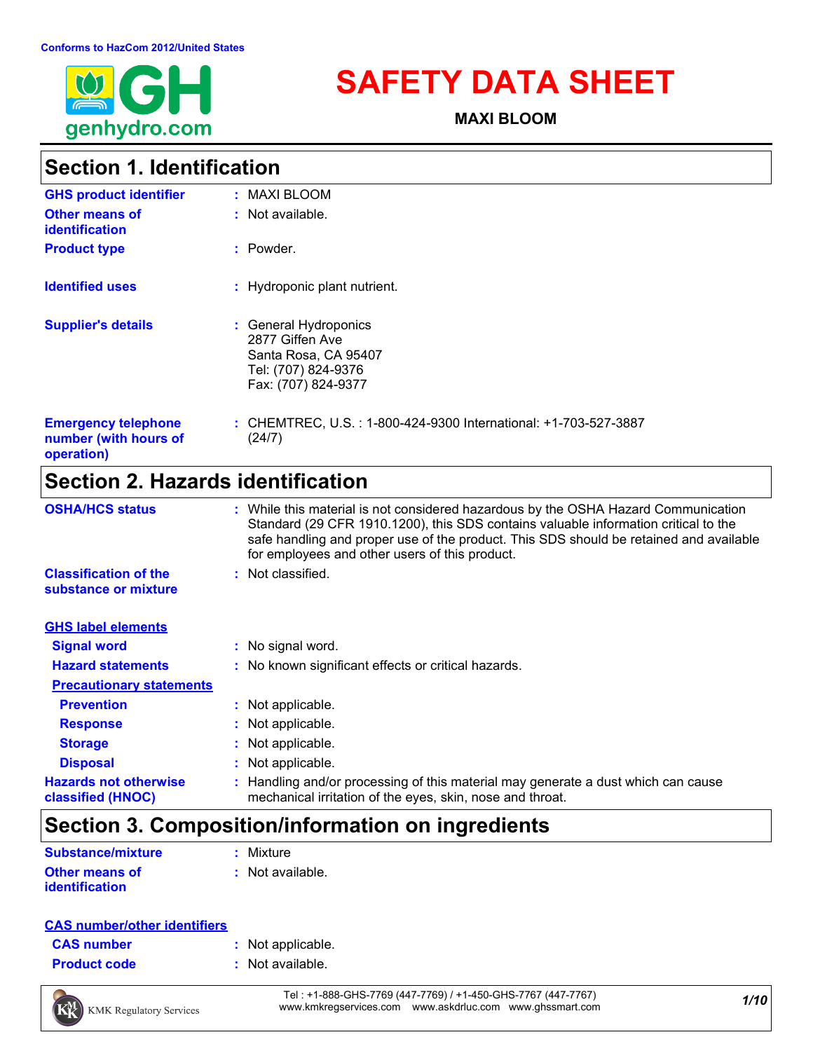Conforms to HazCom 2012/United States

# SAFETY DATA SHEET

**MAXI BLOOM**

## Section 1. Identification

| | |
|---|---|
| **GHS product identifier** | : MAXI BLOOM |
| **Other means of identification** | : Not available. |
| **Product type** | : Powder. |
| **Identified uses** | : Hydroponic plant nutrient. |
| **Supplier's details** | : General Hydroponics<br>2877 Giffen Ave<br>Santa Rosa, CA 95407<br>Tel: (707) 824-9376<br>Fax: (707) 824-9377 |
| **Emergency telephone number (with hours of operation)** | : CHEMTREC, U.S. : 1-800-424-9300 International: +1-703-527-3887 (24/7) |

## Section 2. Hazards identification

| | |
|---|---|
| **OSHA/HCS status** | : While this material is not considered hazardous by the OSHA Hazard Communication Standard (29 CFR 1910.1200), this SDS contains valuable information critical to the safe handling and proper use of the product. This SDS should be retained and available for employees and other users of this product. |
| **Classification of the substance or mixture** | : Not classified. |

**GHS label elements**

| | |
|---|---|
| **Signal word** | : No signal word. |
| **Hazard statements** | : No known significant effects or critical hazards. |

**Precautionary statements**

| | |
|---|---|
| **Prevention** | : Not applicable. |
| **Response** | : Not applicable. |
| **Storage** | : Not applicable. |
| **Disposal** | : Not applicable. |
| **Hazards not otherwise classified (HNOC)** | : Handling and/or processing of this material may generate a dust which can cause mechanical irritation of the eyes, skin, nose and throat. |

## Section 3. Composition/information on ingredients

| | |
|---|---|
| **Substance/mixture** | : Mixture |
| **Other means of identification** | : Not available. |

**CAS number/other identifiers**

| | |
|---|---|
| **CAS number** | : Not applicable. |
| **Product code** | : Not available. |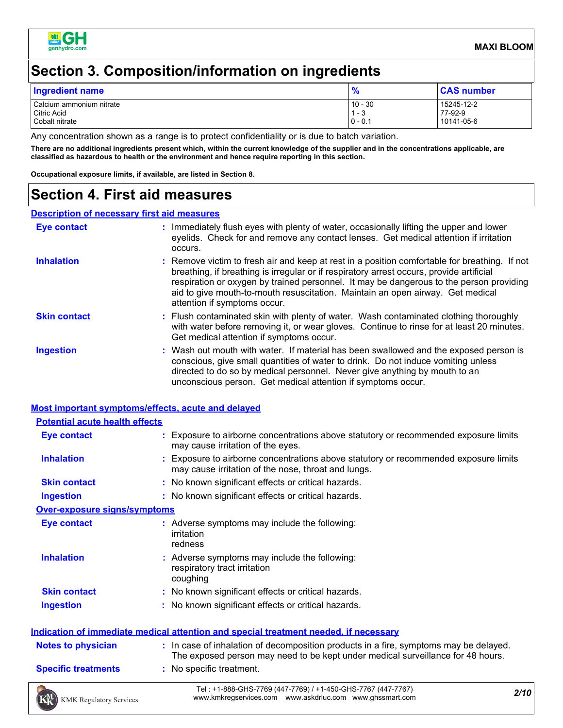## Section 3. Composition/information on ingredients

| Ingredient name | % | CAS number |
|---|---|---|
| Calcium ammonium nitrate | 10 - 30 | 15245-12-2 |
| Citric Acid | 1 - 3 | 77-92-9 |
| Cobalt nitrate | 0 - 0.1 | 10141-05-6 |

Any concentration shown as a range is to protect confidentiality or is due to batch variation.

**There are no additional ingredients present which, within the current knowledge of the supplier and in the concentrations applicable, are classified as hazardous to health or the environment and hence require reporting in this section.**

**Occupational exposure limits, if available, are listed in Section 8.**

## Section 4. First aid measures

### Description of necessary first aid measures

**Eye contact** : Immediately flush eyes with plenty of water, occasionally lifting the upper and lower eyelids. Check for and remove any contact lenses. Get medical attention if irritation occurs.

**Inhalation** : Remove victim to fresh air and keep at rest in a position comfortable for breathing. If not breathing, if breathing is irregular or if respiratory arrest occurs, provide artificial respiration or oxygen by trained personnel. It may be dangerous to the person providing aid to give mouth-to-mouth resuscitation. Maintain an open airway. Get medical attention if symptoms occur.

**Skin contact** : Flush contaminated skin with plenty of water. Wash contaminated clothing thoroughly with water before removing it, or wear gloves. Continue to rinse for at least 20 minutes. Get medical attention if symptoms occur.

**Ingestion** : Wash out mouth with water. If material has been swallowed and the exposed person is conscious, give small quantities of water to drink. Do not induce vomiting unless directed to do so by medical personnel. Never give anything by mouth to an unconscious person. Get medical attention if symptoms occur.

### Most important symptoms/effects, acute and delayed

#### Potential acute health effects

**Eye contact** : Exposure to airborne concentrations above statutory or recommended exposure limits may cause irritation of the eyes.

**Inhalation** : Exposure to airborne concentrations above statutory or recommended exposure limits may cause irritation of the nose, throat and lungs.

**Skin contact** : No known significant effects or critical hazards.

**Ingestion** : No known significant effects or critical hazards.

#### Over-exposure signs/symptoms

**Eye contact** : Adverse symptoms may include the following:
irritation
redness

**Inhalation** : Adverse symptoms may include the following:
respiratory tract irritation
coughing

**Skin contact** : No known significant effects or critical hazards.

**Ingestion** : No known significant effects or critical hazards.

### Indication of immediate medical attention and special treatment needed, if necessary

**Notes to physician** : In case of inhalation of decomposition products in a fire, symptoms may be delayed. The exposed person may need to be kept under medical surveillance for 48 hours.

**Specific treatments** : No specific treatment.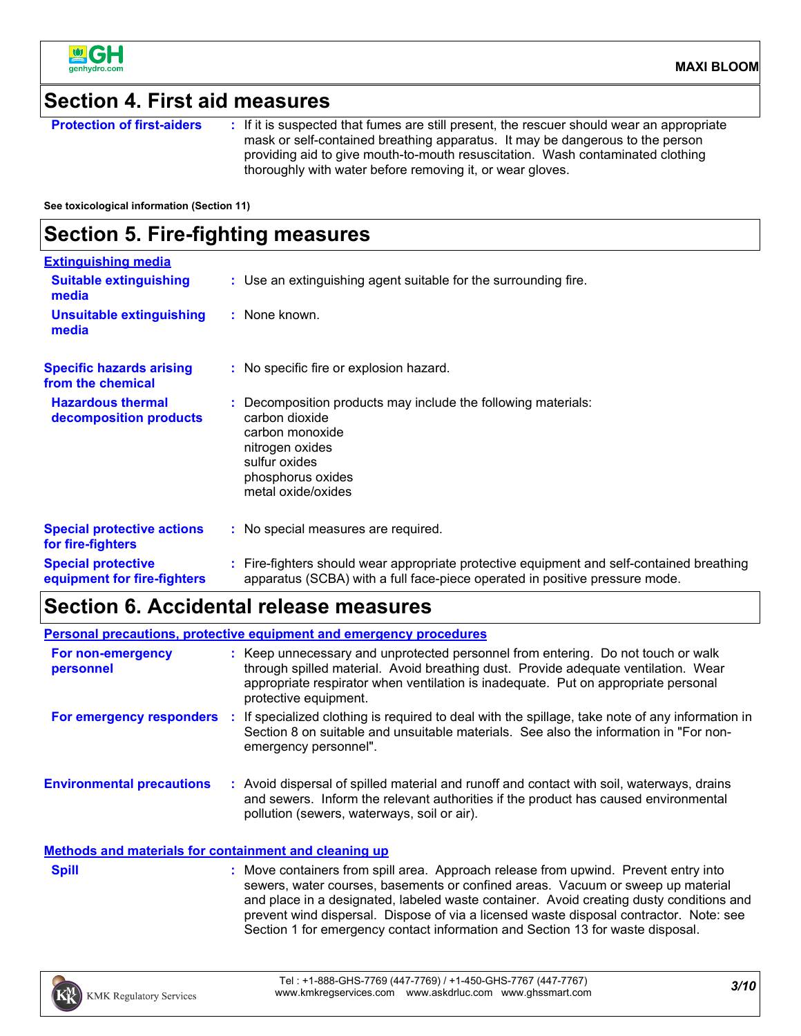## Section 4. First aid measures

**Protection of first-aiders** : If it is suspected that fumes are still present, the rescuer should wear an appropriate mask or self-contained breathing apparatus. It may be dangerous to the person providing aid to give mouth-to-mouth resuscitation. Wash contaminated clothing thoroughly with water before removing it, or wear gloves.

**See toxicological information (Section 11)**

## Section 5. Fire-fighting measures

### Extinguishing media

**Suitable extinguishing media** : Use an extinguishing agent suitable for the surrounding fire.

**Unsuitable extinguishing media** : None known.

**Specific hazards arising from the chemical** : No specific fire or explosion hazard.

**Hazardous thermal decomposition products** : Decomposition products may include the following materials:
carbon dioxide
carbon monoxide
nitrogen oxides
sulfur oxides
phosphorus oxides
metal oxide/oxides

**Special protective actions for fire-fighters** : No special measures are required.

**Special protective equipment for fire-fighters** : Fire-fighters should wear appropriate protective equipment and self-contained breathing apparatus (SCBA) with a full face-piece operated in positive pressure mode.

## Section 6. Accidental release measures

### Personal precautions, protective equipment and emergency procedures

**For non-emergency personnel** : Keep unnecessary and unprotected personnel from entering. Do not touch or walk through spilled material. Avoid breathing dust. Provide adequate ventilation. Wear appropriate respirator when ventilation is inadequate. Put on appropriate personal protective equipment.

**For emergency responders** : If specialized clothing is required to deal with the spillage, take note of any information in Section 8 on suitable and unsuitable materials. See also the information in "For non-emergency personnel".

**Environmental precautions** : Avoid dispersal of spilled material and runoff and contact with soil, waterways, drains and sewers. Inform the relevant authorities if the product has caused environmental pollution (sewers, waterways, soil or air).

### Methods and materials for containment and cleaning up

**Spill** : Move containers from spill area. Approach release from upwind. Prevent entry into sewers, water courses, basements or confined areas. Vacuum or sweep up material and place in a designated, labeled waste container. Avoid creating dusty conditions and prevent wind dispersal. Dispose of via a licensed waste disposal contractor. Note: see Section 1 for emergency contact information and Section 13 for waste disposal.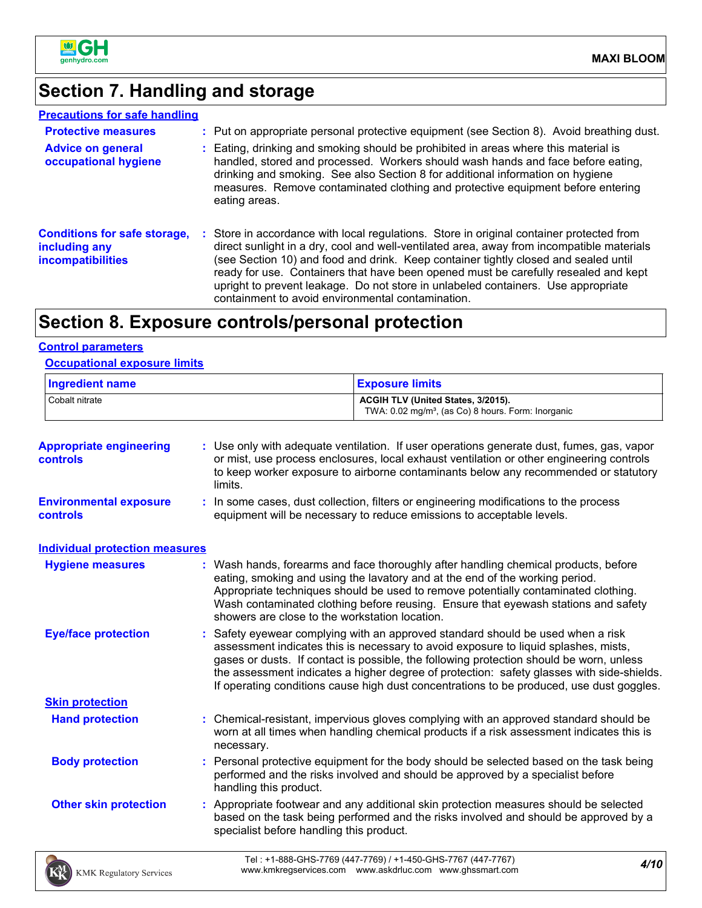## Section 7. Handling and storage

### Precautions for safe handling

**Protective measures** : Put on appropriate personal protective equipment (see Section 8). Avoid breathing dust.

**Advice on general occupational hygiene** : Eating, drinking and smoking should be prohibited in areas where this material is handled, stored and processed. Workers should wash hands and face before eating, drinking and smoking. See also Section 8 for additional information on hygiene measures. Remove contaminated clothing and protective equipment before entering eating areas.

**Conditions for safe storage, including any incompatibilities** : Store in accordance with local regulations. Store in original container protected from direct sunlight in a dry, cool and well-ventilated area, away from incompatible materials (see Section 10) and food and drink. Keep container tightly closed and sealed until ready for use. Containers that have been opened must be carefully resealed and kept upright to prevent leakage. Do not store in unlabeled containers. Use appropriate containment to avoid environmental contamination.

## Section 8. Exposure controls/personal protection

### Control parameters

#### Occupational exposure limits

| Ingredient name | Exposure limits |
|---|---|
| Cobalt nitrate | **ACGIH TLV (United States, 3/2015).** TWA: 0.02 mg/m³, (as Co) 8 hours. Form: Inorganic |

**Appropriate engineering controls** : Use only with adequate ventilation. If user operations generate dust, fumes, gas, vapor or mist, use process enclosures, local exhaust ventilation or other engineering controls to keep worker exposure to airborne contaminants below any recommended or statutory limits.

**Environmental exposure controls** : In some cases, dust collection, filters or engineering modifications to the process equipment will be necessary to reduce emissions to acceptable levels.

### Individual protection measures

**Hygiene measures** : Wash hands, forearms and face thoroughly after handling chemical products, before eating, smoking and using the lavatory and at the end of the working period. Appropriate techniques should be used to remove potentially contaminated clothing. Wash contaminated clothing before reusing. Ensure that eyewash stations and safety showers are close to the workstation location.

**Eye/face protection** : Safety eyewear complying with an approved standard should be used when a risk assessment indicates this is necessary to avoid exposure to liquid splashes, mists, gases or dusts. If contact is possible, the following protection should be worn, unless the assessment indicates a higher degree of protection: safety glasses with side-shields. If operating conditions cause high dust concentrations to be produced, use dust goggles.

#### Skin protection

**Hand protection** : Chemical-resistant, impervious gloves complying with an approved standard should be worn at all times when handling chemical products if a risk assessment indicates this is necessary.

**Body protection** : Personal protective equipment for the body should be selected based on the task being performed and the risks involved and should be approved by a specialist before handling this product.

**Other skin protection** : Appropriate footwear and any additional skin protection measures should be selected based on the task being performed and the risks involved and should be approved by a specialist before handling this product.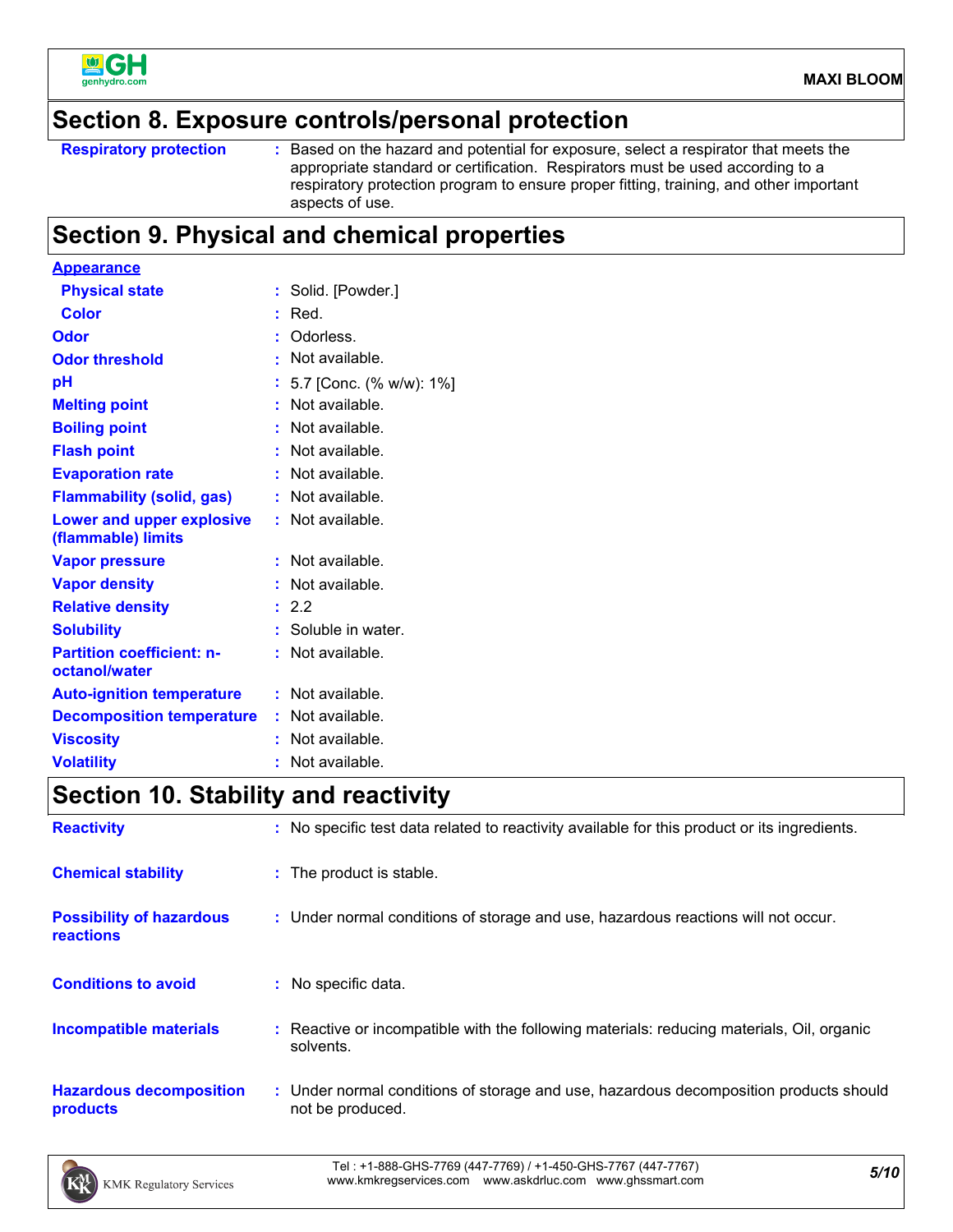## Section 8. Exposure controls/personal protection

| | |
|---|---|
| **Respiratory protection** | : Based on the hazard and potential for exposure, select a respirator that meets the appropriate standard or certification. Respirators must be used according to a respiratory protection program to ensure proper fitting, training, and other important aspects of use. |

## Section 9. Physical and chemical properties

| | |
|---|---|
| **Appearance** | |
| **Physical state** | : Solid. [Powder.] |
| **Color** | : Red. |
| **Odor** | : Odorless. |
| **Odor threshold** | : Not available. |
| **pH** | : 5.7 [Conc. (% w/w): 1%] |
| **Melting point** | : Not available. |
| **Boiling point** | : Not available. |
| **Flash point** | : Not available. |
| **Evaporation rate** | : Not available. |
| **Flammability (solid, gas)** | : Not available. |
| **Lower and upper explosive (flammable) limits** | : Not available. |
| **Vapor pressure** | : Not available. |
| **Vapor density** | : Not available. |
| **Relative density** | : 2.2 |
| **Solubility** | : Soluble in water. |
| **Partition coefficient: n-octanol/water** | : Not available. |
| **Auto-ignition temperature** | : Not available. |
| **Decomposition temperature** | : Not available. |
| **Viscosity** | : Not available. |
| **Volatility** | : Not available. |

## Section 10. Stability and reactivity

| | |
|---|---|
| **Reactivity** | : No specific test data related to reactivity available for this product or its ingredients. |
| **Chemical stability** | : The product is stable. |
| **Possibility of hazardous reactions** | : Under normal conditions of storage and use, hazardous reactions will not occur. |
| **Conditions to avoid** | : No specific data. |
| **Incompatible materials** | : Reactive or incompatible with the following materials: reducing materials, Oil, organic solvents. |
| **Hazardous decomposition products** | : Under normal conditions of storage and use, hazardous decomposition products should not be produced. |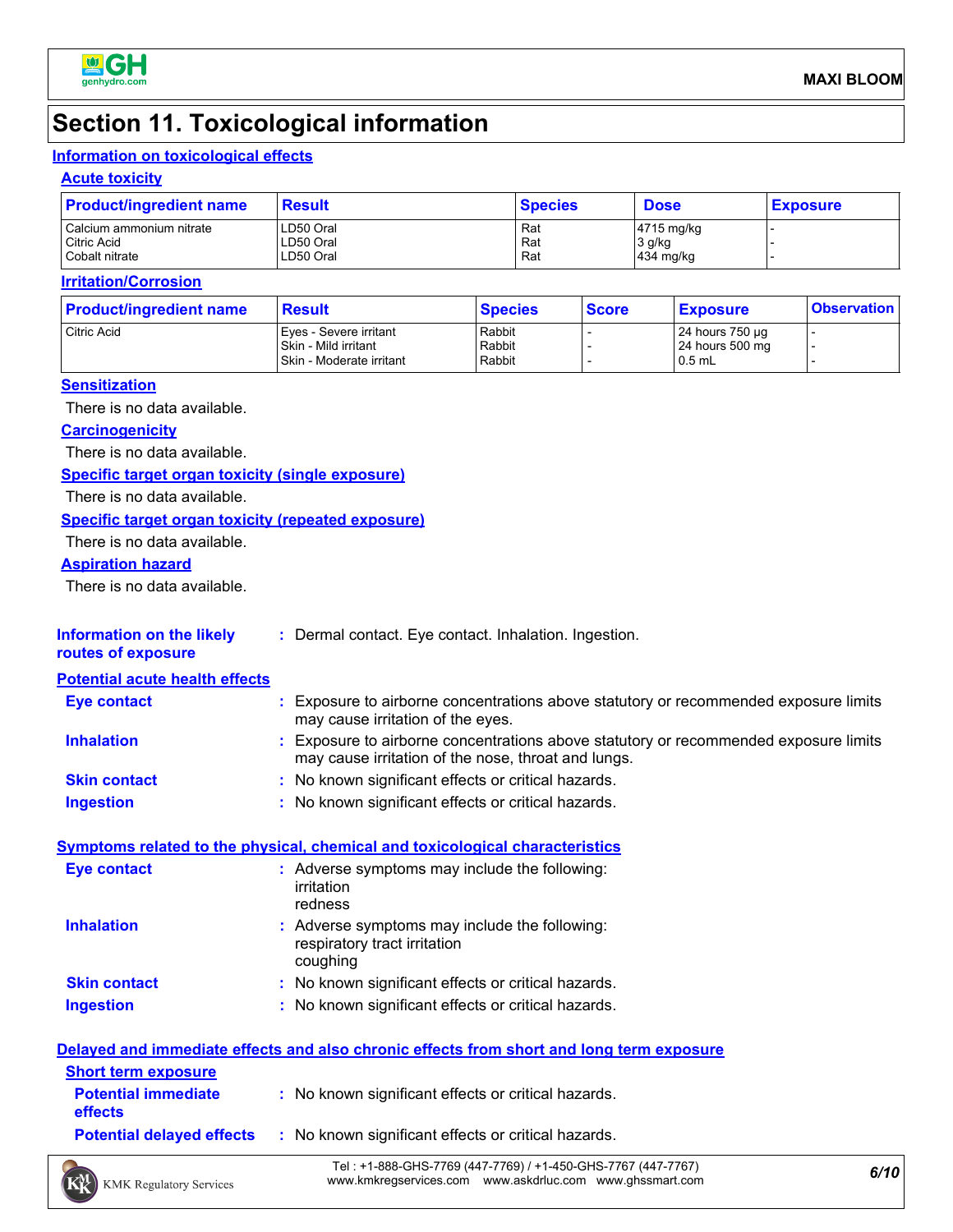# Section 11. Toxicological information

## Information on toxicological effects

### Acute toxicity

| Product/ingredient name | Result | Species | Dose | Exposure |
|---|---|---|---|---|
| Calcium ammonium nitrate | LD50 Oral | Rat | 4715 mg/kg | - |
| Citric Acid | LD50 Oral | Rat | 3 g/kg | - |
| Cobalt nitrate | LD50 Oral | Rat | 434 mg/kg | - |

### Irritation/Corrosion

| Product/ingredient name | Result | Species | Score | Exposure | Observation |
|---|---|---|---|---|---|
| Citric Acid | Eyes - Severe irritant | Rabbit | - | 24 hours 750 µg | - |
| | Skin - Mild irritant | Rabbit | - | 24 hours 500 mg | - |
| | Skin - Moderate irritant | Rabbit | - | 0.5 mL | - |

### Sensitization

There is no data available.

### Carcinogenicity

There is no data available.

### Specific target organ toxicity (single exposure)

There is no data available.

### Specific target organ toxicity (repeated exposure)

There is no data available.

### Aspiration hazard

There is no data available.

**Information on the likely routes of exposure** : Dermal contact. Eye contact. Inhalation. Ingestion.

### Potential acute health effects

**Eye contact** : Exposure to airborne concentrations above statutory or recommended exposure limits may cause irritation of the eyes.

**Inhalation** : Exposure to airborne concentrations above statutory or recommended exposure limits may cause irritation of the nose, throat and lungs.

**Skin contact** : No known significant effects or critical hazards.

**Ingestion** : No known significant effects or critical hazards.

### Symptoms related to the physical, chemical and toxicological characteristics

**Eye contact** : Adverse symptoms may include the following:
irritation
redness

**Inhalation** : Adverse symptoms may include the following:
respiratory tract irritation
coughing

**Skin contact** : No known significant effects or critical hazards.

**Ingestion** : No known significant effects or critical hazards.

### Delayed and immediate effects and also chronic effects from short and long term exposure

#### Short term exposure

**Potential immediate effects** : No known significant effects or critical hazards.

**Potential delayed effects** : No known significant effects or critical hazards.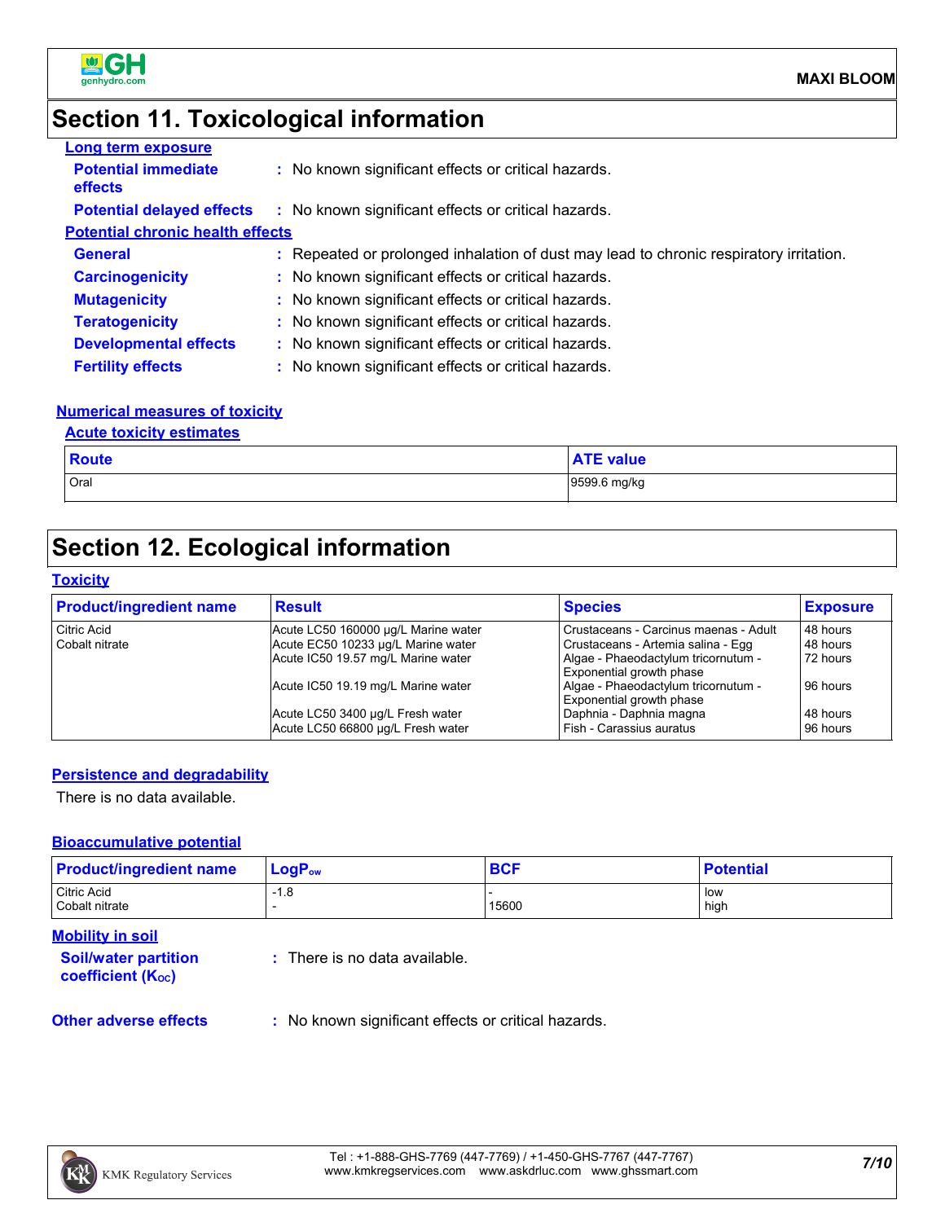## Section 11. Toxicological information

**Long term exposure**

**Potential immediate effects** : No known significant effects or critical hazards.

**Potential delayed effects** : No known significant effects or critical hazards.

**Potential chronic health effects**

**General** : Repeated or prolonged inhalation of dust may lead to chronic respiratory irritation.

**Carcinogenicity** : No known significant effects or critical hazards.

**Mutagenicity** : No known significant effects or critical hazards.

**Teratogenicity** : No known significant effects or critical hazards.

**Developmental effects** : No known significant effects or critical hazards.

**Fertility effects** : No known significant effects or critical hazards.

**Numerical measures of toxicity**

**Acute toxicity estimates**

| Route | ATE value |
|---|---|
| Oral | 9599.6 mg/kg |

## Section 12. Ecological information

**Toxicity**

| Product/ingredient name | Result | Species | Exposure |
|---|---|---|---|
| Citric Acid | Acute LC50 160000 µg/L Marine water | Crustaceans - Carcinus maenas - Adult | 48 hours |
| Cobalt nitrate | Acute EC50 10233 µg/L Marine water | Crustaceans - Artemia salina - Egg | 48 hours |
| | Acute IC50 19.57 mg/L Marine water | Algae - Phaeodactylum tricornutum - Exponential growth phase | 72 hours |
| | Acute IC50 19.19 mg/L Marine water | Algae - Phaeodactylum tricornutum - Exponential growth phase | 96 hours |
| | Acute LC50 3400 µg/L Fresh water | Daphnia - Daphnia magna | 48 hours |
| | Acute LC50 66800 µg/L Fresh water | Fish - Carassius auratus | 96 hours |

**Persistence and degradability**

There is no data available.

**Bioaccumulative potential**

| Product/ingredient name | $LogP_{ow}$ | BCF | Potential |
|---|---|---|---|
| Citric Acid | -1.8 | - | low |
| Cobalt nitrate | - | 15600 | high |

**Mobility in soil**

**Soil/water partition coefficient ($K_{OC}$)** : There is no data available.

**Other adverse effects** : No known significant effects or critical hazards.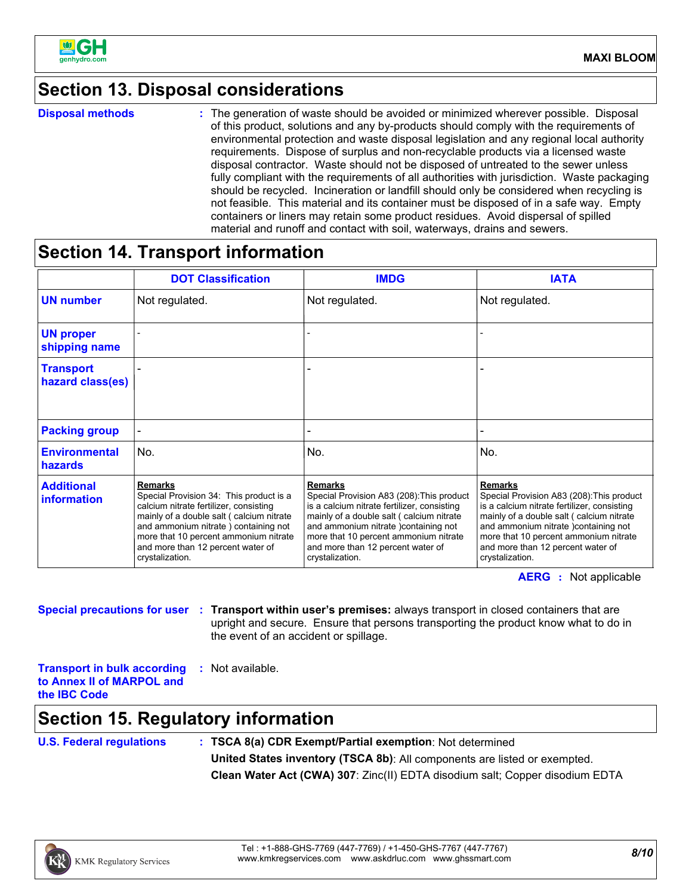## Section 13. Disposal considerations

**Disposal methods** : The generation of waste should be avoided or minimized wherever possible. Disposal of this product, solutions and any by-products should comply with the requirements of environmental protection and waste disposal legislation and any regional local authority requirements. Dispose of surplus and non-recyclable products via a licensed waste disposal contractor. Waste should not be disposed of untreated to the sewer unless fully compliant with the requirements of all authorities with jurisdiction. Waste packaging should be recycled. Incineration or landfill should only be considered when recycling is not feasible. This material and its container must be disposed of in a safe way. Empty containers or liners may retain some product residues. Avoid dispersal of spilled material and runoff and contact with soil, waterways, drains and sewers.

## Section 14. Transport information

| | DOT Classification | IMDG | IATA |
|---|---|---|---|
| **UN number** | Not regulated. | Not regulated. | Not regulated. |
| **UN proper shipping name** | - | - | - |
| **Transport hazard class(es)** | - | - | - |
| **Packing group** | - | - | - |
| **Environmental hazards** | No. | No. | No. |
| **Additional information** | **Remarks** Special Provision 34: This product is a calcium nitrate fertilizer, consisting mainly of a double salt ( calcium nitrate and ammonium nitrate ) containing not more that 10 percent ammonium nitrate and more than 12 percent water of crystalization. | **Remarks** Special Provision A83 (208):This product is a calcium nitrate fertilizer, consisting mainly of a double salt ( calcium nitrate and ammonium nitrate )containing not more that 10 percent ammonium nitrate and more than 12 percent water of crystalization. | **Remarks** Special Provision A83 (208):This product is a calcium nitrate fertilizer, consisting mainly of a double salt ( calcium nitrate and ammonium nitrate )containing not more that 10 percent ammonium nitrate and more than 12 percent water of crystalization. |

**AERG** : Not applicable

**Special precautions for user** : **Transport within user's premises:** always transport in closed containers that are upright and secure. Ensure that persons transporting the product know what to do in the event of an accident or spillage.

**Transport in bulk according to Annex II of MARPOL and the IBC Code** : Not available.

## Section 15. Regulatory information

**U.S. Federal regulations** : **TSCA 8(a) CDR Exempt/Partial exemption**: Not determined

**United States inventory (TSCA 8b)**: All components are listed or exempted.

**Clean Water Act (CWA) 307**: Zinc(II) EDTA disodium salt; Copper disodium EDTA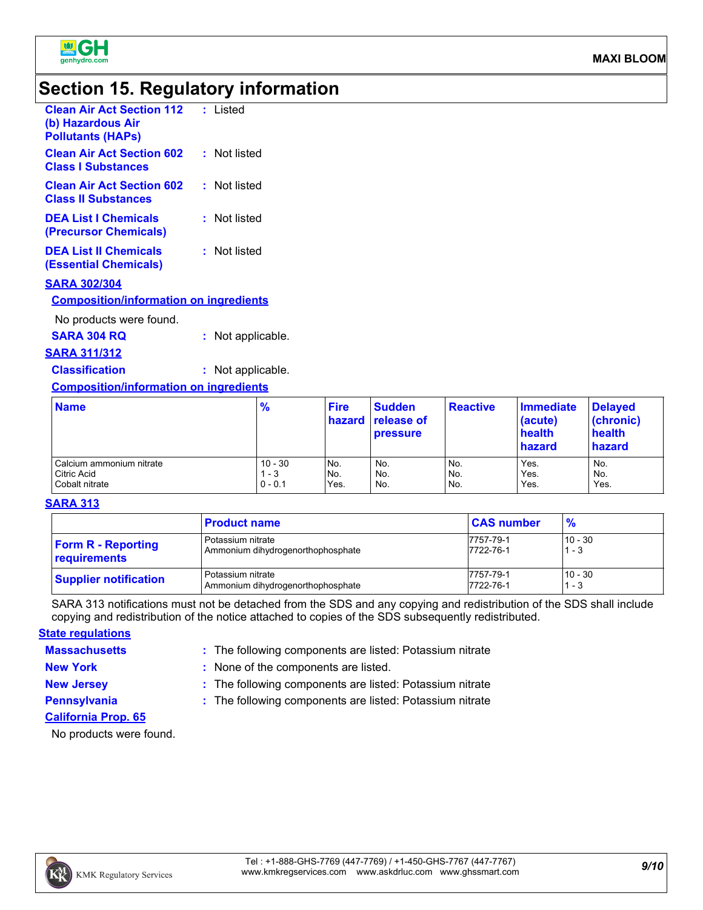## Section 15. Regulatory information

**Clean Air Act Section 112 (b) Hazardous Air Pollutants (HAPs)** : Listed

**Clean Air Act Section 602 Class I Substances** : Not listed

**Clean Air Act Section 602 Class II Substances** : Not listed

**DEA List I Chemicals (Precursor Chemicals)** : Not listed

**DEA List II Chemicals (Essential Chemicals)** : Not listed

**SARA 302/304**

**Composition/information on ingredients**

No products were found.

**SARA 304 RQ** : Not applicable.

**SARA 311/312**

**Classification** : Not applicable.

**Composition/information on ingredients**

| Name | % | Fire hazard | Sudden release of pressure | Reactive | Immediate (acute) health hazard | Delayed (chronic) health hazard |
|---|---|---|---|---|---|---|
| Calcium ammonium nitrate | 10 - 30 | No. | No. | No. | Yes. | No. |
| Citric Acid | 1 - 3 | No. | No. | No. | Yes. | No. |
| Cobalt nitrate | 0 - 0.1 | Yes. | No. | No. | Yes. | Yes. |

**SARA 313**

| | Product name | CAS number | % |
|---|---|---|---|
| **Form R - Reporting requirements** | Potassium nitrate | 7757-79-1 | 10 - 30 |
| | Ammonium dihydrogenorthophosphate | 7722-76-1 | 1 - 3 |
| **Supplier notification** | Potassium nitrate | 7757-79-1 | 10 - 30 |
| | Ammonium dihydrogenorthophosphate | 7722-76-1 | 1 - 3 |

SARA 313 notifications must not be detached from the SDS and any copying and redistribution of the SDS shall include copying and redistribution of the notice attached to copies of the SDS subsequently redistributed.

**State regulations**

**Massachusetts** : The following components are listed: Potassium nitrate

**New York** : None of the components are listed.

**New Jersey** : The following components are listed: Potassium nitrate

**Pennsylvania** : The following components are listed: Potassium nitrate

**California Prop. 65**

No products were found.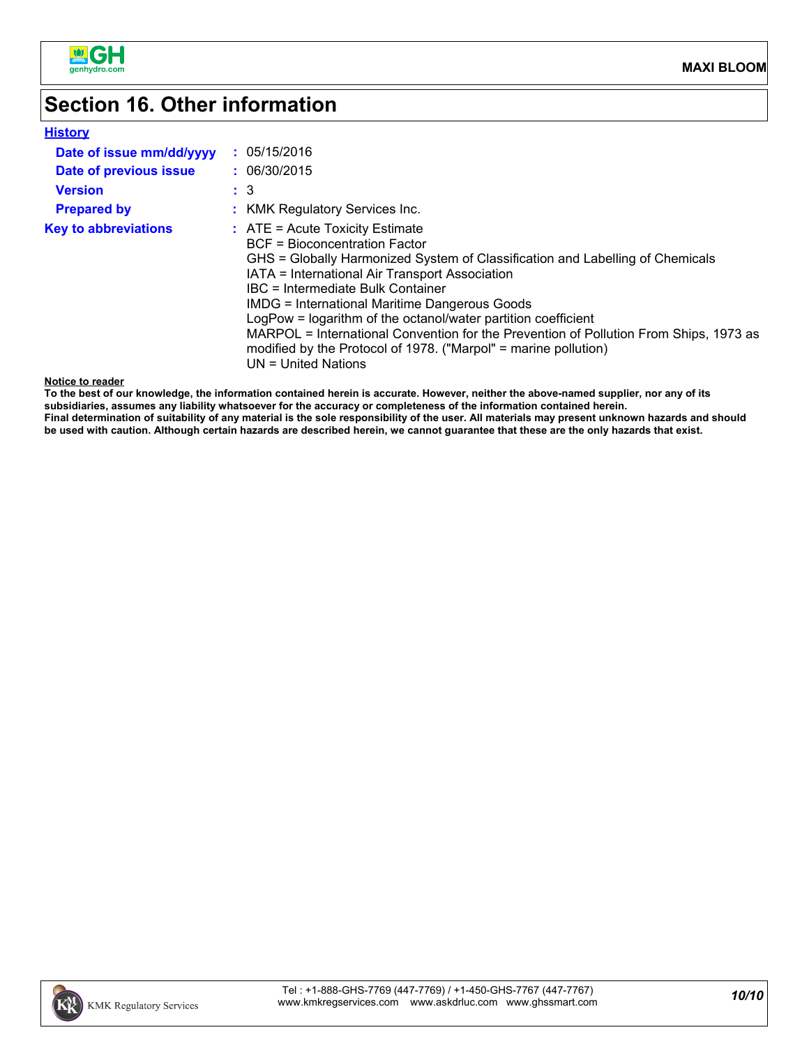# Section 16. Other information

**History**

| | |
|---|---|
| **Date of issue mm/dd/yyyy** | : 05/15/2016 |
| **Date of previous issue** | : 06/30/2015 |
| **Version** | : 3 |
| **Prepared by** | : KMK Regulatory Services Inc. |

**Key to abbreviations** :
ATE = Acute Toxicity Estimate
BCF = Bioconcentration Factor
GHS = Globally Harmonized System of Classification and Labelling of Chemicals
IATA = International Air Transport Association
IBC = Intermediate Bulk Container
IMDG = International Maritime Dangerous Goods
LogPow = logarithm of the octanol/water partition coefficient
MARPOL = International Convention for the Prevention of Pollution From Ships, 1973 as modified by the Protocol of 1978. ("Marpol" = marine pollution)
UN = United Nations

**Notice to reader**

**To the best of our knowledge, the information contained herein is accurate. However, neither the above-named supplier, nor any of its subsidiaries, assumes any liability whatsoever for the accuracy or completeness of the information contained herein.**
**Final determination of suitability of any material is the sole responsibility of the user. All materials may present unknown hazards and should be used with caution. Although certain hazards are described herein, we cannot guarantee that these are the only hazards that exist.**